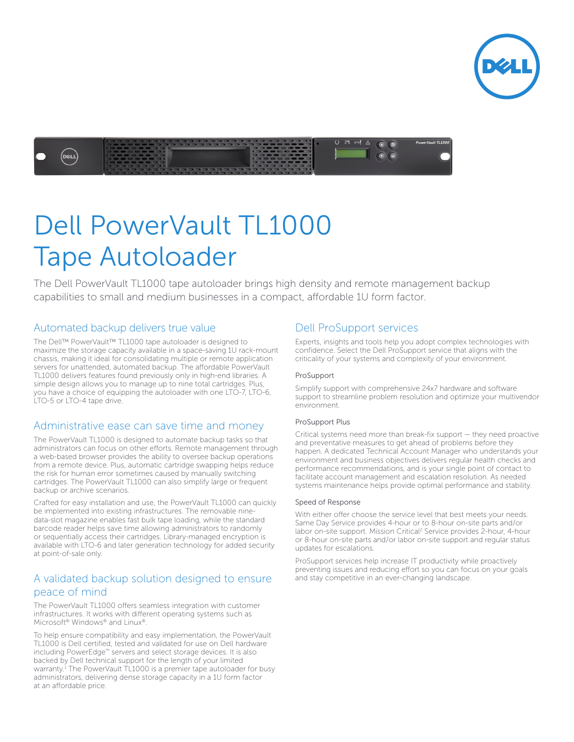# Dell PowerVault TL1000 Tape Autoloader

The Dell PowerVault TL1000 tape autoloader brings high density and remote management backup capabilities to small and medium businesses in a compact, affordable 1U form factor.

## Automated backup delivers true value

The Dell™ PowerVault™ TL1000 tape autoloader is designed to maximize the storage capacity available in a space-saving 1U rack-mount chassis, making it ideal for consolidating multiple or remote application servers for unattended, automated backup. The affordable PowerVault TL1000 delivers features found previously only in high-end libraries. A simple design allows you to manage up to nine total cartridges. Plus, you have a choice of equipping the autoloader with one LTO-7, LTO-6, LTO-5 or LTO-4 tape drive.

## Administrative ease can save time and money

The PowerVault TL1000 is designed to automate backup tasks so that administrators can focus on other efforts. Remote management through a web-based browser provides the ability to oversee backup operations from a remote device. Plus, automatic cartridge swapping helps reduce the risk for human error sometimes caused by manually switching cartridges. The PowerVault TL1000 can also simplify large or frequent backup or archive scenarios.

Crafted for easy installation and use, the PowerVault TL1000 can quickly be implemented into existing infrastructures. The removable nine-data-slot magazine enables fast bulk tape loading, while the standard barcode reader helps save time allowing administrators to randomly or sequentially access their cartridges. Library-managed encryption is available with LTO-6 and later generation technology for added security at point-of-sale only.

## A validated backup solution designed to ensure peace of mind

The PowerVault TL1000 offers seamless integration with customer infrastructures. It works with different operating systems such as Microsoft® Windows® and Linux®.

To help ensure compatibility and easy implementation, the PowerVault TL1000 is Dell certified, tested and validated for use on Dell hardware including PowerEdge™ servers and select storage devices. It is also backed by Dell technical support for the length of your limited warranty.[1] The PowerVault TL1000 is a premier tape autoloader for busy administrators, delivering dense storage capacity in a 1U form factor at an affordable price.

## Dell ProSupport services

Experts, insights and tools help you adopt complex technologies with confidence. Select the Dell ProSupport service that aligns with the criticality of your systems and complexity of your environment.

### ProSupport

Simplify support with comprehensive 24x7 hardware and software support to streamline problem resolution and optimize your multivendor environment.

### ProSupport Plus

Critical systems need more than break-fix support — they need proactive and preventative measures to get ahead of problems before they happen. A dedicated Technical Account Manager who understands your environment and business objectives delivers regular health checks and performance recommendations, and is your single point of contact to facilitate account management and escalation resolution. As needed systems maintenance helps provide optimal performance and stability.

### Speed of Response

With either offer choose the service level that best meets your needs. Same Day Service provides 4-hour or to 8-hour on-site parts and/or labor on-site support. Mission Critical[2] Service provides 2-hour, 4-hour or 8-hour on-site parts and/or labor on-site support and regular status updates for escalations.

ProSupport services help increase IT productivity while proactively preventing issues and reducing effort so you can focus on your goals and stay competitive in an ever-changing landscape.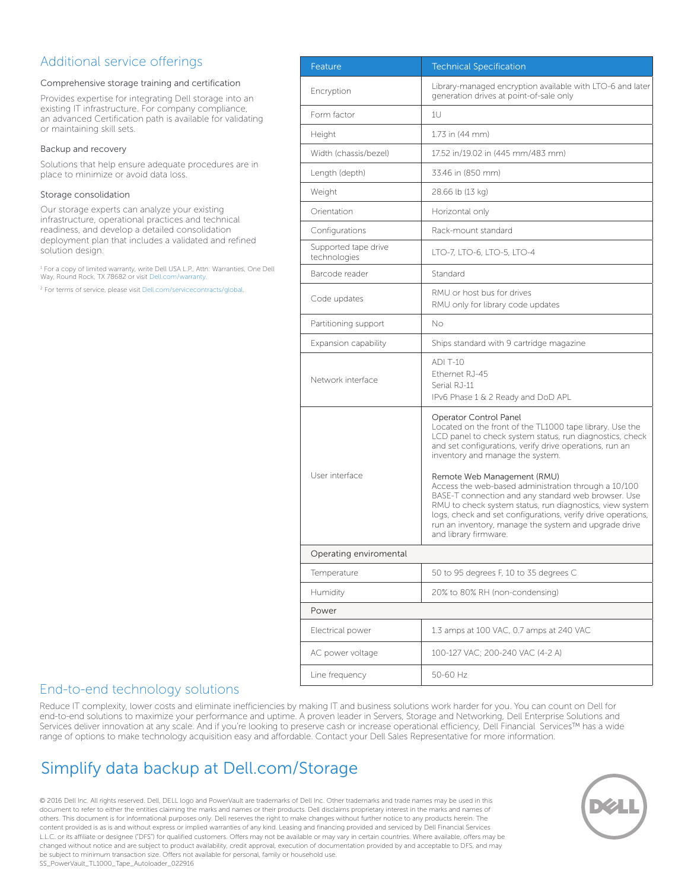## Additional service offerings

### Comprehensive storage training and certification

Provides expertise for integrating Dell storage into an existing IT infrastructure. For company compliance, an advanced Certification path is available for validating or maintaining skill sets.

### Backup and recovery

Solutions that help ensure adequate procedures are in place to minimize or avoid data loss.

### Storage consolidation

Our storage experts can analyze your existing infrastructure, operational practices and technical readiness, and develop a detailed consolidation deployment plan that includes a validated and refined solution design.

[1] For a copy of limited warranty, write Dell USA L.P., Attn: Warranties, One Dell Way, Round Rock, TX 78682 or visit Dell.com/warranty.

[2] For terms of service, please visit Dell.com/servicecontracts/global.

| Feature | Technical Specification |
|---|---|
| Encryption | Library-managed encryption available with LTO-6 and later generation drives at point-of-sale only |
| Form factor | 1U |
| Height | 1.73 in (44 mm) |
| Width (chassis/bezel) | 17.52 in/19.02 in (445 mm/483 mm) |
| Length (depth) | 33.46 in (850 mm) |
| Weight | 28.66 lb (13 kg) |
| Orientation | Horizontal only |
| Configurations | Rack-mount standard |
| Supported tape drive technologies | LTO-7, LTO-6, LTO-5, LTO-4 |
| Barcode reader | Standard |
| Code updates | RMU or host bus for drives<br>RMU only for library code updates |
| Partitioning support | No |
| Expansion capability | Ships standard with 9 cartridge magazine |
| Network interface | ADI T-10<br>Ethernet RJ-45<br>Serial RJ-11<br>IPv6 Phase 1 & 2 Ready and DoD APL |
| User interface | Operator Control Panel<br>Located on the front of the TL1000 tape library. Use the LCD panel to check system status, run diagnostics, check and set configurations, verify drive operations, run an inventory and manage the system.<br><br>Remote Web Management (RMU)<br>Access the web-based administration through a 10/100 BASE-T connection and any standard web browser. Use RMU to check system status, run diagnostics, view system logs, check and set configurations, verify drive operations, run an inventory, manage the system and upgrade drive and library firmware. |
| Operating enviromental | |
| Temperature | 50 to 95 degrees F, 10 to 35 degrees C |
| Humidity | 20% to 80% RH (non-condensing) |
| Power | |
| Electrical power | 1.3 amps at 100 VAC, 0.7 amps at 240 VAC |
| AC power voltage | 100-127 VAC; 200-240 VAC (4-2 A) |
| Line frequency | 50-60 Hz |

## End-to-end technology solutions

Reduce IT complexity, lower costs and eliminate inefficiencies by making IT and business solutions work harder for you. You can count on Dell for end-to-end solutions to maximize your performance and uptime. A proven leader in Servers, Storage and Networking, Dell Enterprise Solutions and Services deliver innovation at any scale. And if you're looking to preserve cash or increase operational efficiency, Dell Financial Services™ has a wide range of options to make technology acquisition easy and affordable. Contact your Dell Sales Representative for more information.

## Simplify data backup at Dell.com/Storage

© 2016 Dell Inc. All rights reserved. Dell, DELL logo and PowerVault are trademarks of Dell Inc. Other trademarks and trade names may be used in this document to refer to either the entities claiming the marks and names or their products. Dell disclaims proprietary interest in the marks and names of others. This document is for informational purposes only. Dell reserves the right to make changes without further notice to any products herein. The content provided is as is and without express or implied warranties of any kind. Leasing and financing provided and serviced by Dell Financial Services L.L.C. or its affiliate or designee ("DFS") for qualified customers. Offers may not be available or may vary in certain countries. Where available, offers may be changed without notice and are subject to product availability, credit approval, execution of documentation provided by and acceptable to DFS, and may be subject to minimum transaction size. Offers not available for personal, family or household use.
SS_PowerVault_TL1000_Tape_Autoloader_022916